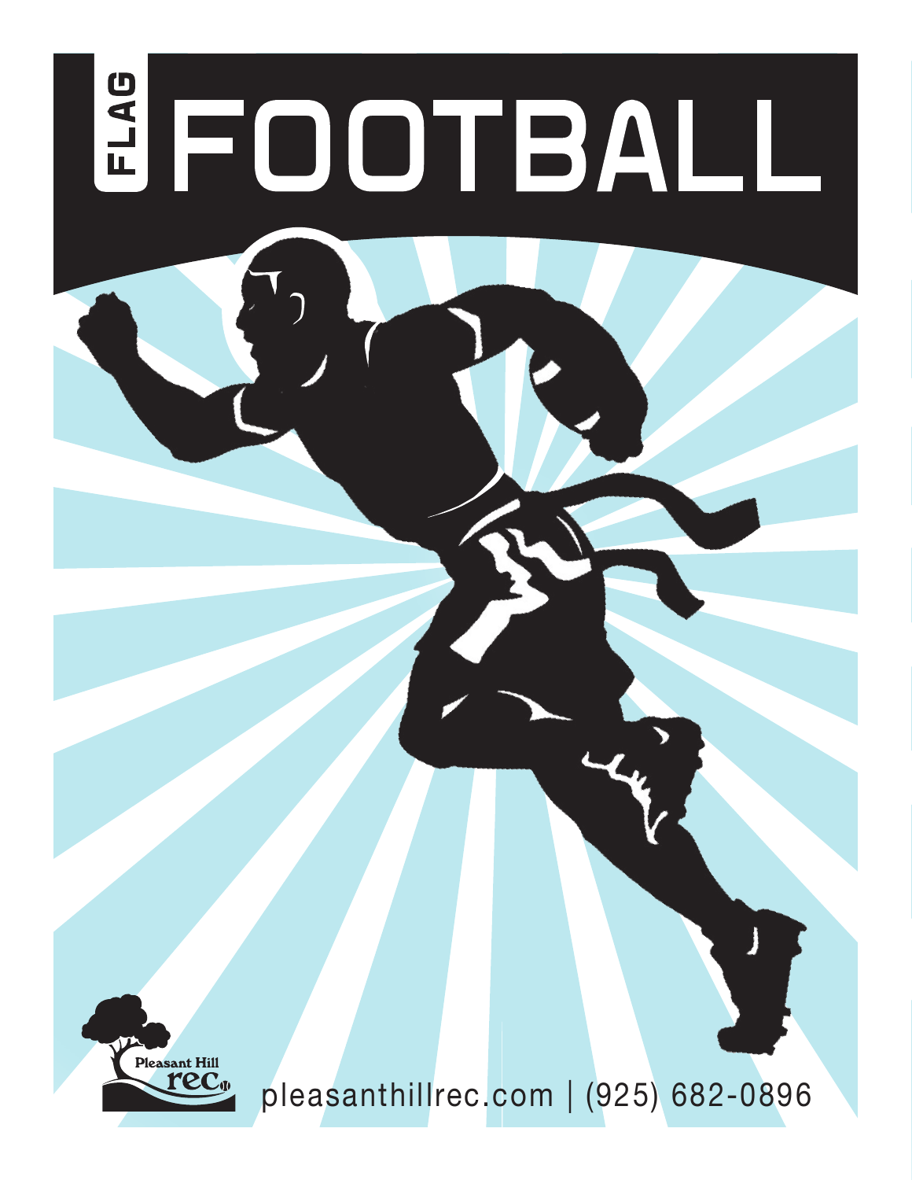# FLAG FOOTBALL

Pleasant Hill rec

pleasanthillrec.com | (925) 682-0896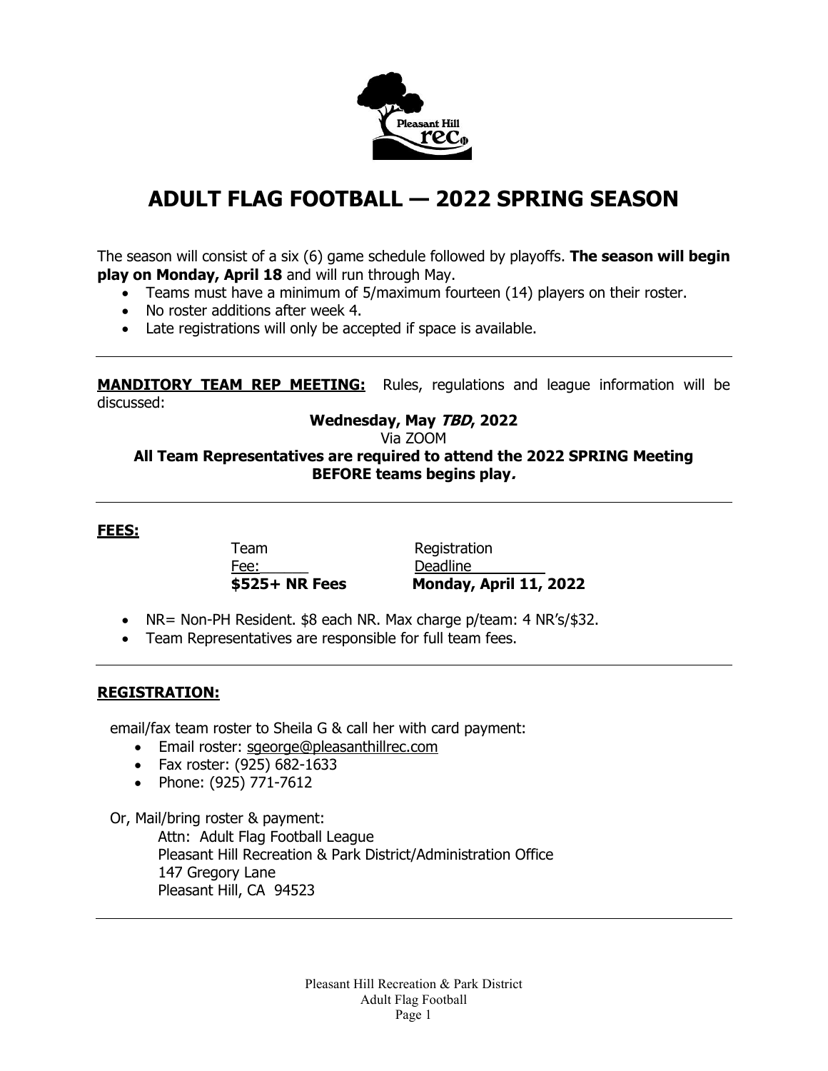# ADULT FLAG FOOTBALL — 2022 SPRING SEASON

The season will consist of a six (6) game schedule followed by playoffs. **The season will begin play on Monday, April 18** and will run through May.

- Teams must have a minimum of 5/maximum fourteen (14) players on their roster.
- No roster additions after week 4.
- Late registrations will only be accepted if space is available.

---

**MANDITORY TEAM REP MEETING:** Rules, regulations and league information will be discussed:

**Wednesday, May *TBD*, 2022**

Via ZOOM

**All Team Representatives are required to attend the 2022 SPRING Meeting BEFORE teams begins play*.***

---

**FEES:**

| Team Fee: | Registration Deadline |
|---|---|
| **$525+ NR Fees** | **Monday, April 11, 2022** |

- NR= Non-PH Resident. $8 each NR. Max charge p/team: 4 NR's/$32.
- Team Representatives are responsible for full team fees.

---

**REGISTRATION:**

email/fax team roster to Sheila G & call her with card payment:

- Email roster: sgeorge@pleasanthillrec.com
- Fax roster: (925) 682-1633
- Phone: (925) 771-7612

Or, Mail/bring roster & payment:

Attn: Adult Flag Football League
Pleasant Hill Recreation & Park District/Administration Office
147 Gregory Lane
Pleasant Hill, CA 94523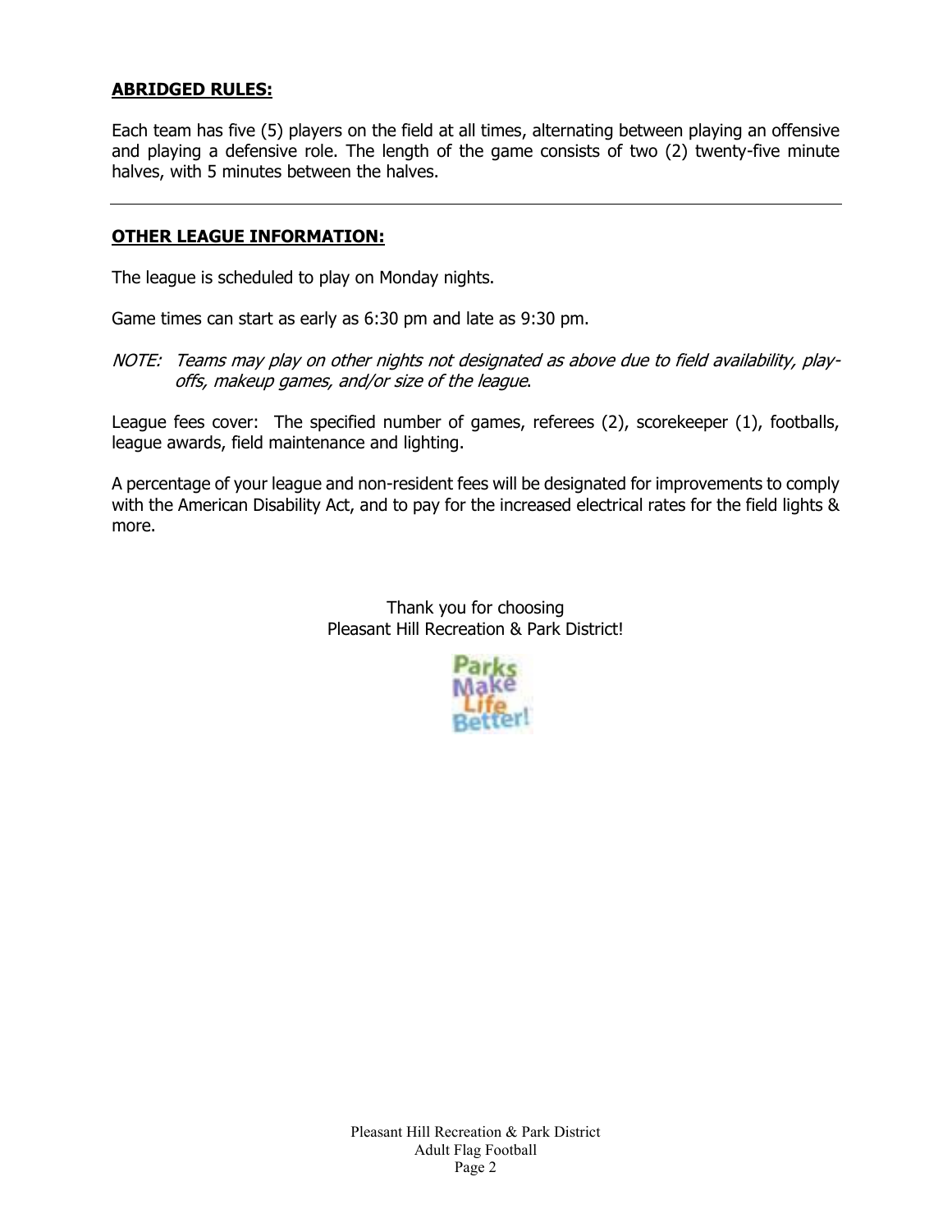**ABRIDGED RULES:**

Each team has five (5) players on the field at all times, alternating between playing an offensive and playing a defensive role. The length of the game consists of two (2) twenty-five minute halves, with 5 minutes between the halves.

---

**OTHER LEAGUE INFORMATION:**

The league is scheduled to play on Monday nights.

Game times can start as early as 6:30 pm and late as 9:30 pm.

*NOTE: Teams may play on other nights not designated as above due to field availability, play-offs, makeup games, and/or size of the league.*

League fees cover: The specified number of games, referees (2), scorekeeper (1), footballs, league awards, field maintenance and lighting.

A percentage of your league and non-resident fees will be designated for improvements to comply with the American Disability Act, and to pay for the increased electrical rates for the field lights & more.

Thank you for choosing
Pleasant Hill Recreation & Park District!

Parks Make Life Better!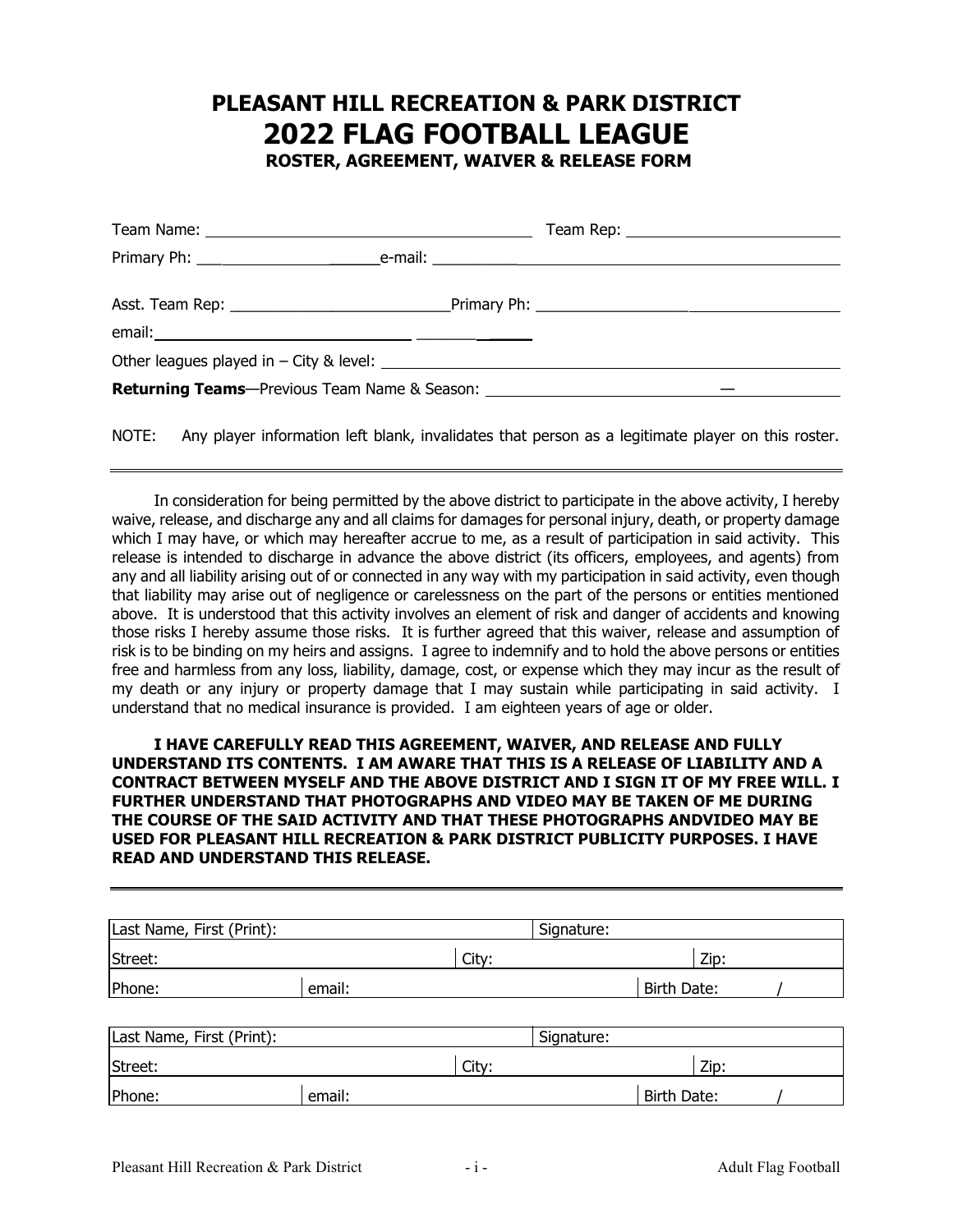# PLEASANT HILL RECREATION & PARK DISTRICT
# 2022 FLAG FOOTBALL LEAGUE
### ROSTER, AGREEMENT, WAIVER & RELEASE FORM

Team Name: ______________________________ Team Rep: ______________________

Primary Ph: ______________________ e-mail: ______________________________________

Asst. Team Rep: ______________________ Primary Ph: ______________________________

email: ______________________________

Other leagues played in – City & level: ______________________________________

**Returning Teams**—Previous Team Name & Season: ______________________ — __________

NOTE: Any player information left blank, invalidates that person as a legitimate player on this roster.

---

In consideration for being permitted by the above district to participate in the above activity, I hereby waive, release, and discharge any and all claims for damages for personal injury, death, or property damage which I may have, or which may hereafter accrue to me, as a result of participation in said activity. This release is intended to discharge in advance the above district (its officers, employees, and agents) from any and all liability arising out of or connected in any way with my participation in said activity, even though that liability may arise out of negligence or carelessness on the part of the persons or entities mentioned above. It is understood that this activity involves an element of risk and danger of accidents and knowing those risks I hereby assume those risks. It is further agreed that this waiver, release and assumption of risk is to be binding on my heirs and assigns. I agree to indemnify and to hold the above persons or entities free and harmless from any loss, liability, damage, cost, or expense which they may incur as the result of my death or any injury or property damage that I may sustain while participating in said activity. I understand that no medical insurance is provided. I am eighteen years of age or older.

**I HAVE CAREFULLY READ THIS AGREEMENT, WAIVER, AND RELEASE AND FULLY UNDERSTAND ITS CONTENTS. I AM AWARE THAT THIS IS A RELEASE OF LIABILITY AND A CONTRACT BETWEEN MYSELF AND THE ABOVE DISTRICT AND I SIGN IT OF MY FREE WILL. I FURTHER UNDERSTAND THAT PHOTOGRAPHS AND VIDEO MAY BE TAKEN OF ME DURING THE COURSE OF THE SAID ACTIVITY AND THAT THESE PHOTOGRAPHS ANDVIDEO MAY BE USED FOR PLEASANT HILL RECREATION & PARK DISTRICT PUBLICITY PURPOSES. I HAVE READ AND UNDERSTAND THIS RELEASE.**

---

| Last Name, First (Print): | | Signature: | |
|---|---|---|---|
| Street: | | City: | Zip: |
| Phone: | email: | | Birth Date: / |

| Last Name, First (Print): | | Signature: | |
|---|---|---|---|
| Street: | | City: | Zip: |
| Phone: | email: | | Birth Date: / |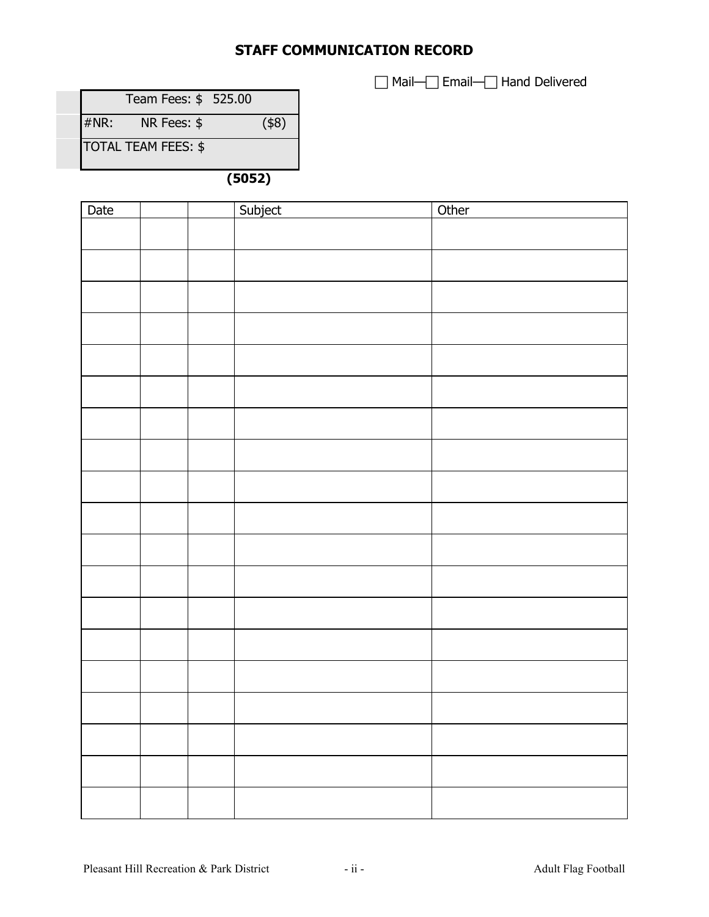## STAFF COMMUNICATION RECORD

☐ Mail—☐ Email—☐ Hand Delivered

| Team Fees: $ 525.00 | |
|---|---|
| #NR: NR Fees: $ | ($8) |
| TOTAL TEAM FEES: $ | |

**(5052)**

| Date | | | Subject | Other |
|---|---|---|---|---|
| | | | | |
| | | | | |
| | | | | |
| | | | | |
| | | | | |
| | | | | |
| | | | | |
| | | | | |
| | | | | |
| | | | | |
| | | | | |
| | | | | |
| | | | | |
| | | | | |
| | | | | |
| | | | | |
| | | | | |
| | | | | |
| | | | | |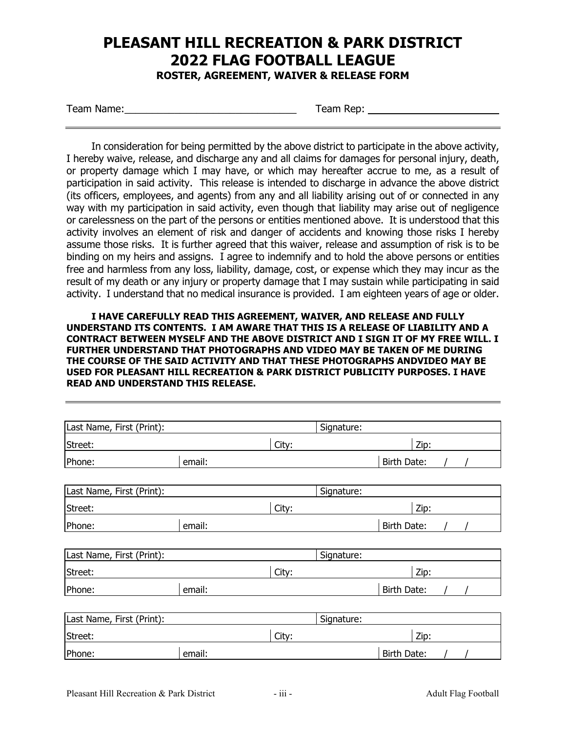# PLEASANT HILL RECREATION & PARK DISTRICT
# 2022 FLAG FOOTBALL LEAGUE

### ROSTER, AGREEMENT, WAIVER & RELEASE FORM

Team Name:______________________________ Team Rep: ______________________

---

In consideration for being permitted by the above district to participate in the above activity, I hereby waive, release, and discharge any and all claims for damages for personal injury, death, or property damage which I may have, or which may hereafter accrue to me, as a result of participation in said activity. This release is intended to discharge in advance the above district (its officers, employees, and agents) from any and all liability arising out of or connected in any way with my participation in said activity, even though that liability may arise out of negligence or carelessness on the part of the persons or entities mentioned above. It is understood that this activity involves an element of risk and danger of accidents and knowing those risks I hereby assume those risks. It is further agreed that this waiver, release and assumption of risk is to be binding on my heirs and assigns. I agree to indemnify and to hold the above persons or entities free and harmless from any loss, liability, damage, cost, or expense which they may incur as the result of my death or any injury or property damage that I may sustain while participating in said activity. I understand that no medical insurance is provided. I am eighteen years of age or older.

**I HAVE CAREFULLY READ THIS AGREEMENT, WAIVER, AND RELEASE AND FULLY UNDERSTAND ITS CONTENTS. I AM AWARE THAT THIS IS A RELEASE OF LIABILITY AND A CONTRACT BETWEEN MYSELF AND THE ABOVE DISTRICT AND I SIGN IT OF MY FREE WILL. I FURTHER UNDERSTAND THAT PHOTOGRAPHS AND VIDEO MAY BE TAKEN OF ME DURING THE COURSE OF THE SAID ACTIVITY AND THAT THESE PHOTOGRAPHS ANDVIDEO MAY BE USED FOR PLEASANT HILL RECREATION & PARK DISTRICT PUBLICITY PURPOSES. I HAVE READ AND UNDERSTAND THIS RELEASE.**

---

| Last Name, First (Print): | | Signature: | |
|---|---|---|---|
| Street: | City: | | Zip: |
| Phone: | email: | | Birth Date: / / |

| Last Name, First (Print): | | Signature: | |
|---|---|---|---|
| Street: | City: | | Zip: |
| Phone: | email: | | Birth Date: / / |

| Last Name, First (Print): | | Signature: | |
|---|---|---|---|
| Street: | City: | | Zip: |
| Phone: | email: | | Birth Date: / / |

| Last Name, First (Print): | | Signature: | |
|---|---|---|---|
| Street: | City: | | Zip: |
| Phone: | email: | | Birth Date: / / |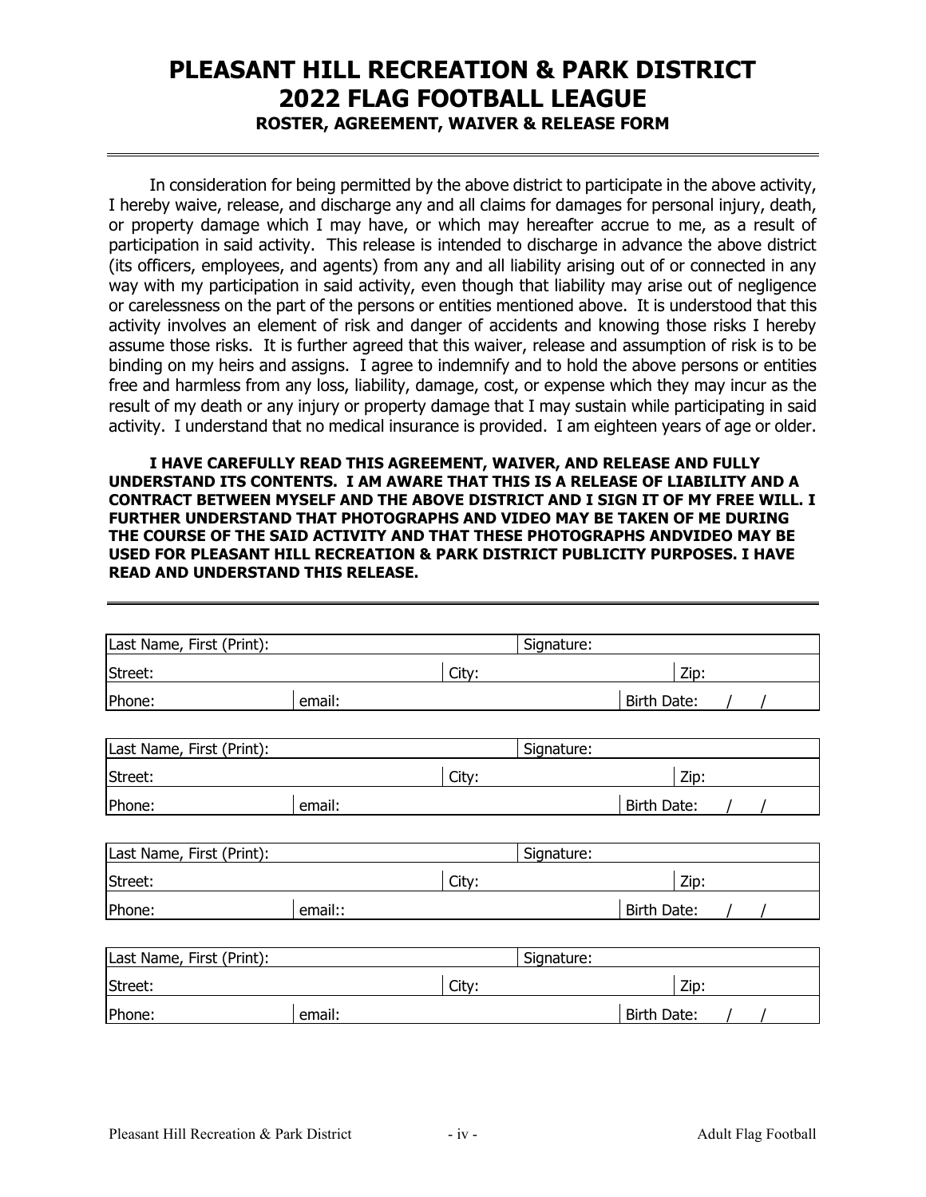# PLEASANT HILL RECREATION & PARK DISTRICT
# 2022 FLAG FOOTBALL LEAGUE

### ROSTER, AGREEMENT, WAIVER & RELEASE FORM

---

In consideration for being permitted by the above district to participate in the above activity, I hereby waive, release, and discharge any and all claims for damages for personal injury, death, or property damage which I may have, or which may hereafter accrue to me, as a result of participation in said activity. This release is intended to discharge in advance the above district (its officers, employees, and agents) from any and all liability arising out of or connected in any way with my participation in said activity, even though that liability may arise out of negligence or carelessness on the part of the persons or entities mentioned above. It is understood that this activity involves an element of risk and danger of accidents and knowing those risks I hereby assume those risks. It is further agreed that this waiver, release and assumption of risk is to be binding on my heirs and assigns. I agree to indemnify and to hold the above persons or entities free and harmless from any loss, liability, damage, cost, or expense which they may incur as the result of my death or any injury or property damage that I may sustain while participating in said activity. I understand that no medical insurance is provided. I am eighteen years of age or older.

**I HAVE CAREFULLY READ THIS AGREEMENT, WAIVER, AND RELEASE AND FULLY UNDERSTAND ITS CONTENTS. I AM AWARE THAT THIS IS A RELEASE OF LIABILITY AND A CONTRACT BETWEEN MYSELF AND THE ABOVE DISTRICT AND I SIGN IT OF MY FREE WILL. I FURTHER UNDERSTAND THAT PHOTOGRAPHS AND VIDEO MAY BE TAKEN OF ME DURING THE COURSE OF THE SAID ACTIVITY AND THAT THESE PHOTOGRAPHS ANDVIDEO MAY BE USED FOR PLEASANT HILL RECREATION & PARK DISTRICT PUBLICITY PURPOSES. I HAVE READ AND UNDERSTAND THIS RELEASE.**

---

| Last Name, First (Print): | | Signature: | |
|---|---|---|---|
| Street: | City: | | Zip: |
| Phone: | email: | | Birth Date: / / |

| Last Name, First (Print): | | Signature: | |
|---|---|---|---|
| Street: | City: | | Zip: |
| Phone: | email: | | Birth Date: / / |

| Last Name, First (Print): | | Signature: | |
|---|---|---|---|
| Street: | City: | | Zip: |
| Phone: | email:: | | Birth Date: / / |

| Last Name, First (Print): | | Signature: | |
|---|---|---|---|
| Street: | City: | | Zip: |
| Phone: | email: | | Birth Date: / / |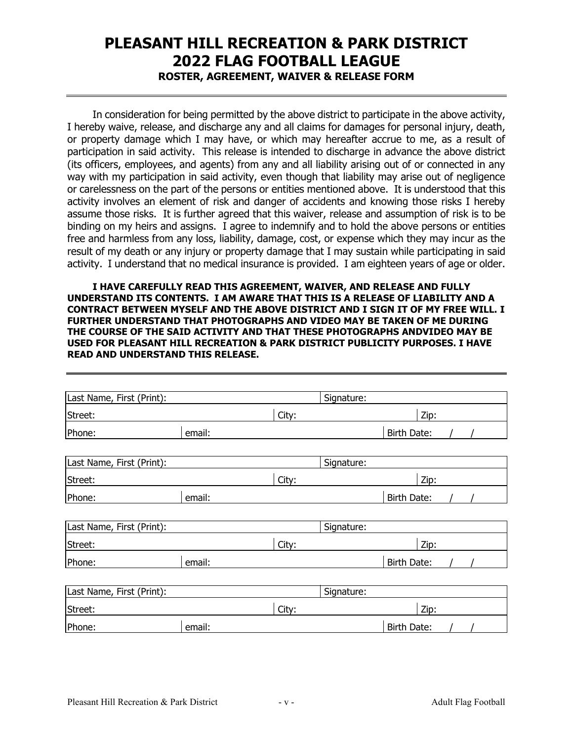# PLEASANT HILL RECREATION & PARK DISTRICT
# 2022 FLAG FOOTBALL LEAGUE
### ROSTER, AGREEMENT, WAIVER & RELEASE FORM

---

In consideration for being permitted by the above district to participate in the above activity, I hereby waive, release, and discharge any and all claims for damages for personal injury, death, or property damage which I may have, or which may hereafter accrue to me, as a result of participation in said activity. This release is intended to discharge in advance the above district (its officers, employees, and agents) from any and all liability arising out of or connected in any way with my participation in said activity, even though that liability may arise out of negligence or carelessness on the part of the persons or entities mentioned above. It is understood that this activity involves an element of risk and danger of accidents and knowing those risks I hereby assume those risks. It is further agreed that this waiver, release and assumption of risk is to be binding on my heirs and assigns. I agree to indemnify and to hold the above persons or entities free and harmless from any loss, liability, damage, cost, or expense which they may incur as the result of my death or any injury or property damage that I may sustain while participating in said activity. I understand that no medical insurance is provided. I am eighteen years of age or older.

**I HAVE CAREFULLY READ THIS AGREEMENT, WAIVER, AND RELEASE AND FULLY UNDERSTAND ITS CONTENTS. I AM AWARE THAT THIS IS A RELEASE OF LIABILITY AND A CONTRACT BETWEEN MYSELF AND THE ABOVE DISTRICT AND I SIGN IT OF MY FREE WILL. I FURTHER UNDERSTAND THAT PHOTOGRAPHS AND VIDEO MAY BE TAKEN OF ME DURING THE COURSE OF THE SAID ACTIVITY AND THAT THESE PHOTOGRAPHS ANDVIDEO MAY BE USED FOR PLEASANT HILL RECREATION & PARK DISTRICT PUBLICITY PURPOSES. I HAVE READ AND UNDERSTAND THIS RELEASE.**

---

| Last Name, First (Print): | | | Signature: | |
|---|---|---|---|---|
| Street: | | City: | | Zip: |
| Phone: | email: | | Birth Date: / / | |

| Last Name, First (Print): | | | Signature: | |
|---|---|---|---|---|
| Street: | | City: | | Zip: |
| Phone: | email: | | Birth Date: / / | |

| Last Name, First (Print): | | | Signature: | |
|---|---|---|---|---|
| Street: | | City: | | Zip: |
| Phone: | email: | | Birth Date: / / | |

| Last Name, First (Print): | | | Signature: | |
|---|---|---|---|---|
| Street: | | City: | | Zip: |
| Phone: | email: | | Birth Date: / / | |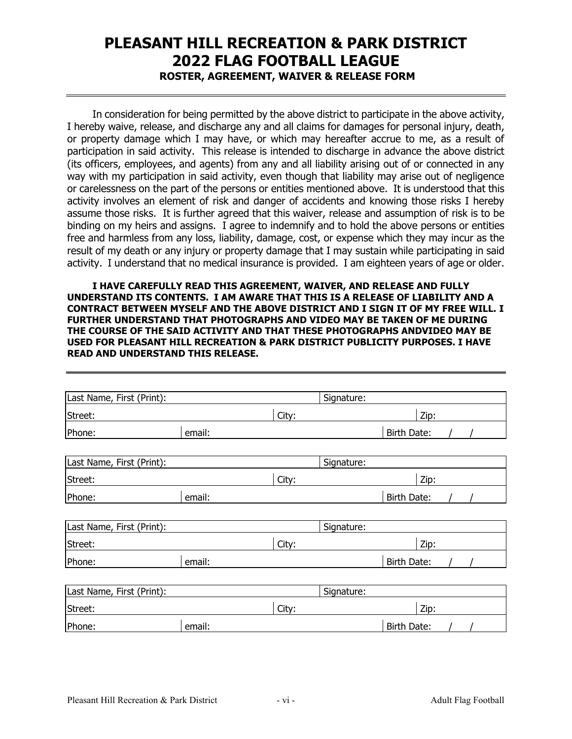# PLEASANT HILL RECREATION & PARK DISTRICT
# 2022 FLAG FOOTBALL LEAGUE
### ROSTER, AGREEMENT, WAIVER & RELEASE FORM

---

In consideration for being permitted by the above district to participate in the above activity, I hereby waive, release, and discharge any and all claims for damages for personal injury, death, or property damage which I may have, or which may hereafter accrue to me, as a result of participation in said activity. This release is intended to discharge in advance the above district (its officers, employees, and agents) from any and all liability arising out of or connected in any way with my participation in said activity, even though that liability may arise out of negligence or carelessness on the part of the persons or entities mentioned above. It is understood that this activity involves an element of risk and danger of accidents and knowing those risks I hereby assume those risks. It is further agreed that this waiver, release and assumption of risk is to be binding on my heirs and assigns. I agree to indemnify and to hold the above persons or entities free and harmless from any loss, liability, damage, cost, or expense which they may incur as the result of my death or any injury or property damage that I may sustain while participating in said activity. I understand that no medical insurance is provided. I am eighteen years of age or older.

**I HAVE CAREFULLY READ THIS AGREEMENT, WAIVER, AND RELEASE AND FULLY UNDERSTAND ITS CONTENTS. I AM AWARE THAT THIS IS A RELEASE OF LIABILITY AND A CONTRACT BETWEEN MYSELF AND THE ABOVE DISTRICT AND I SIGN IT OF MY FREE WILL. I FURTHER UNDERSTAND THAT PHOTOGRAPHS AND VIDEO MAY BE TAKEN OF ME DURING THE COURSE OF THE SAID ACTIVITY AND THAT THESE PHOTOGRAPHS ANDVIDEO MAY BE USED FOR PLEASANT HILL RECREATION & PARK DISTRICT PUBLICITY PURPOSES. I HAVE READ AND UNDERSTAND THIS RELEASE.**

---

| | | | |
|---|---|---|---|
| Last Name, First (Print): | | Signature: | |
| Street: | City: | | Zip: |
| Phone: | email: | | Birth Date: / / |

| | | | |
|---|---|---|---|
| Last Name, First (Print): | | Signature: | |
| Street: | City: | | Zip: |
| Phone: | email: | | Birth Date: / / |

| | | | |
|---|---|---|---|
| Last Name, First (Print): | | Signature: | |
| Street: | City: | | Zip: |
| Phone: | email: | | Birth Date: / / |

| | | | |
|---|---|---|---|
| Last Name, First (Print): | | Signature: | |
| Street: | City: | | Zip: |
| Phone: | email: | | Birth Date: / / |